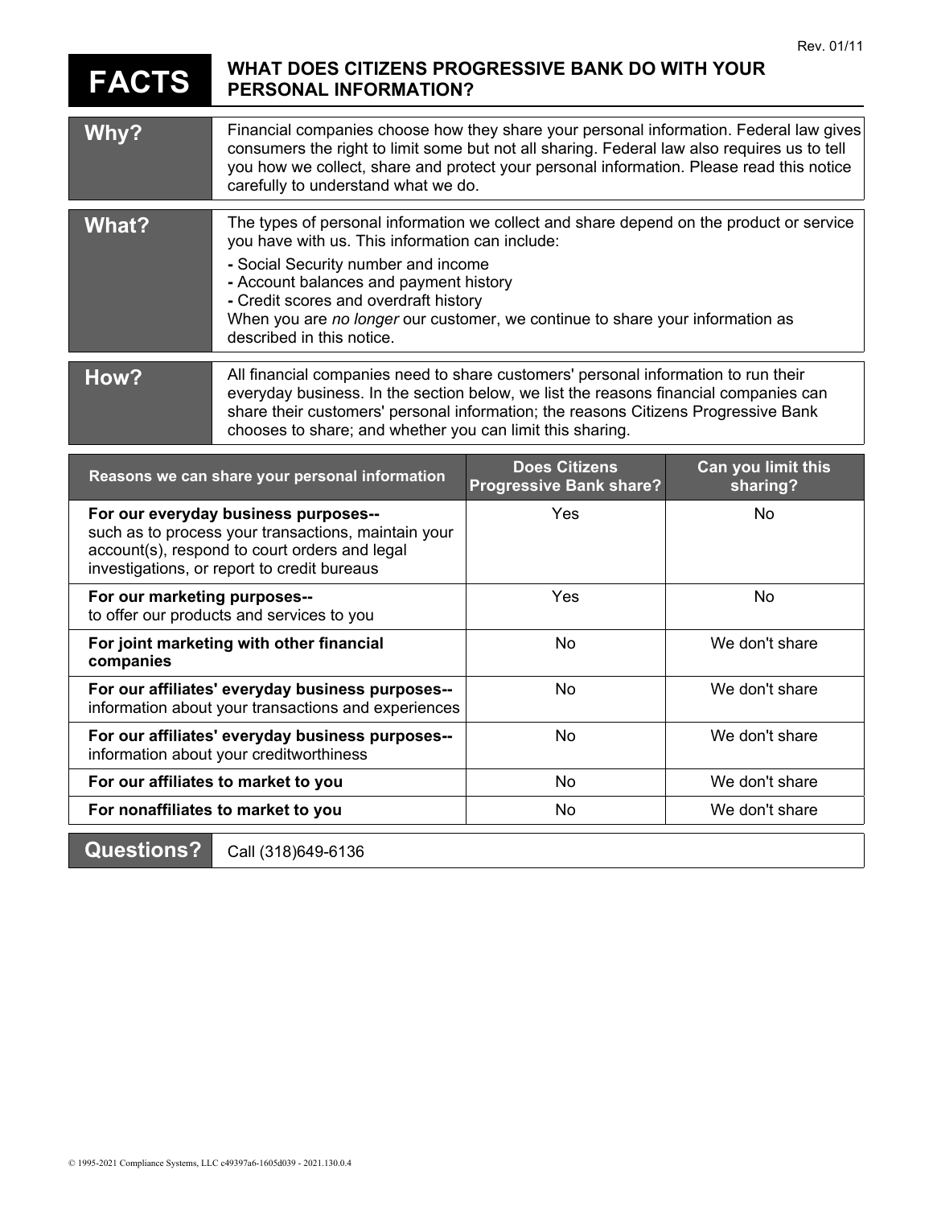Rev. 01/11

# FACTS — WHAT DOES CITIZENS PROGRESSIVE BANK DO WITH YOUR PERSONAL INFORMATION?

| | |
|---|---|
| **Why?** | Financial companies choose how they share your personal information. Federal law gives consumers the right to limit some but not all sharing. Federal law also requires us to tell you how we collect, share and protect your personal information. Please read this notice carefully to understand what we do. |
| **What?** | The types of personal information we collect and share depend on the product or service you have with us. This information can include:<br>- Social Security number and income<br>- Account balances and payment history<br>- Credit scores and overdraft history<br>When you are *no longer* our customer, we continue to share your information as described in this notice. |
| **How?** | All financial companies need to share customers' personal information to run their everyday business. In the section below, we list the reasons financial companies can share their customers' personal information; the reasons Citizens Progressive Bank chooses to share; and whether you can limit this sharing. |

| Reasons we can share your personal information | Does Citizens Progressive Bank share? | Can you limit this sharing? |
|---|---|---|
| **For our everyday business purposes--** such as to process your transactions, maintain your account(s), respond to court orders and legal investigations, or report to credit bureaus | Yes | No |
| **For our marketing purposes--** to offer our products and services to you | Yes | No |
| **For joint marketing with other financial companies** | No | We don't share |
| **For our affiliates' everyday business purposes--** information about your transactions and experiences | No | We don't share |
| **For our affiliates' everyday business purposes--** information about your creditworthiness | No | We don't share |
| **For our affiliates to market to you** | No | We don't share |
| **For nonaffiliates to market to you** | No | We don't share |

| | |
|---|---|
| **Questions?** | Call (318)649-6136 |

© 1995-2021 Compliance Systems, LLC c49397a6-1605d039 - 2021.130.0.4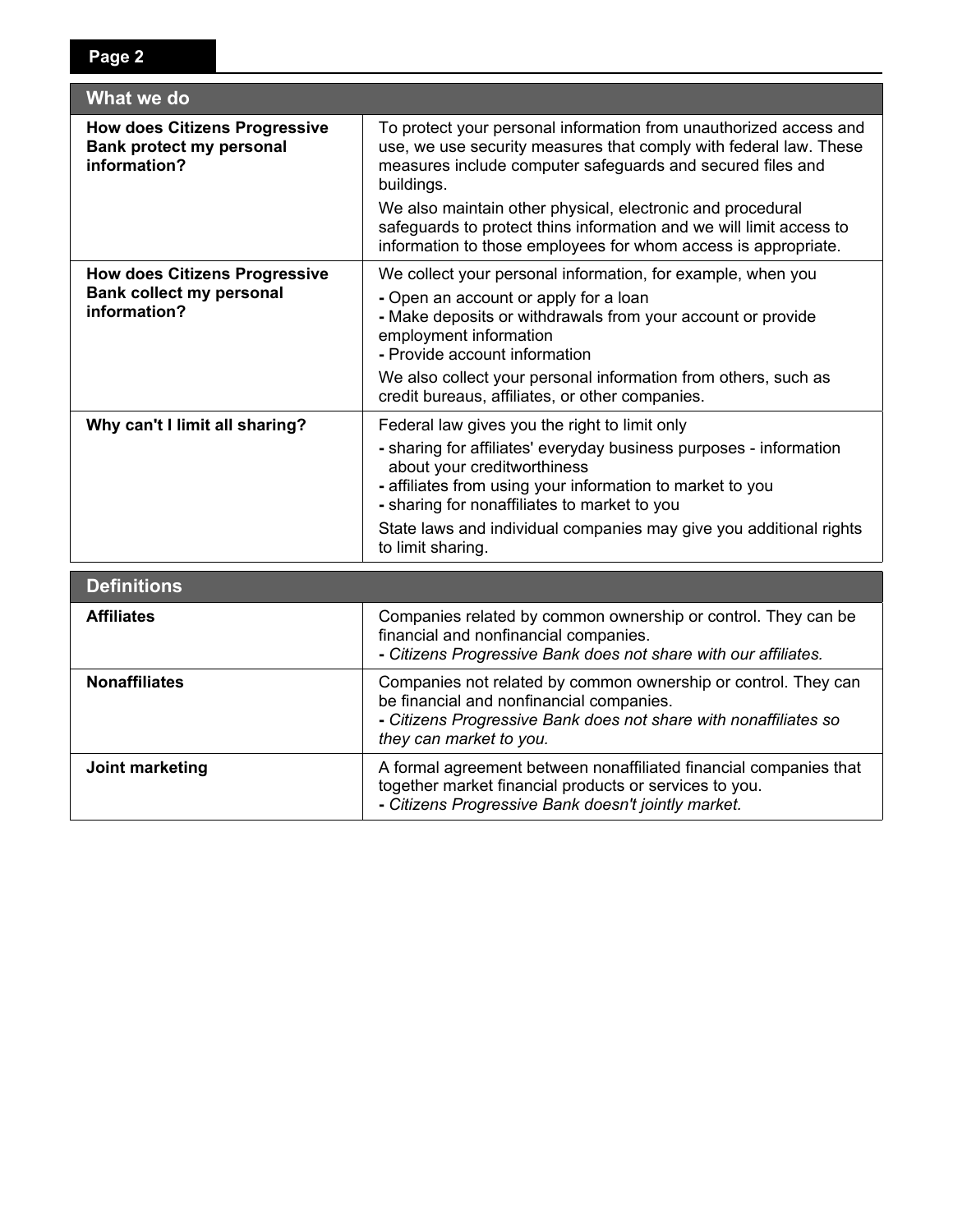| What we do | |
|---|---|
| **How does Citizens Progressive Bank protect my personal information?** | To protect your personal information from unauthorized access and use, we use security measures that comply with federal law. These measures include computer safeguards and secured files and buildings.<br><br>We also maintain other physical, electronic and procedural safeguards to protect thins information and we will limit access to information to those employees for whom access is appropriate. |
| **How does Citizens Progressive Bank collect my personal information?** | We collect your personal information, for example, when you<br><br>- Open an account or apply for a loan<br>- Make deposits or withdrawals from your account or provide employment information<br>- Provide account information<br><br>We also collect your personal information from others, such as credit bureaus, affiliates, or other companies. |
| **Why can't I limit all sharing?** | Federal law gives you the right to limit only<br><br>- sharing for affiliates' everyday business purposes - information about your creditworthiness<br>- affiliates from using your information to market to you<br>- sharing for nonaffiliates to market to you<br><br>State laws and individual companies may give you additional rights to limit sharing. |

| Definitions | |
|---|---|
| **Affiliates** | Companies related by common ownership or control. They can be financial and nonfinancial companies.<br>- *Citizens Progressive Bank does not share with our affiliates.* |
| **Nonaffiliates** | Companies not related by common ownership or control. They can be financial and nonfinancial companies.<br>- *Citizens Progressive Bank does not share with nonaffiliates so they can market to you.* |
| **Joint marketing** | A formal agreement between nonaffiliated financial companies that together market financial products or services to you.<br>- *Citizens Progressive Bank doesn't jointly market.* |